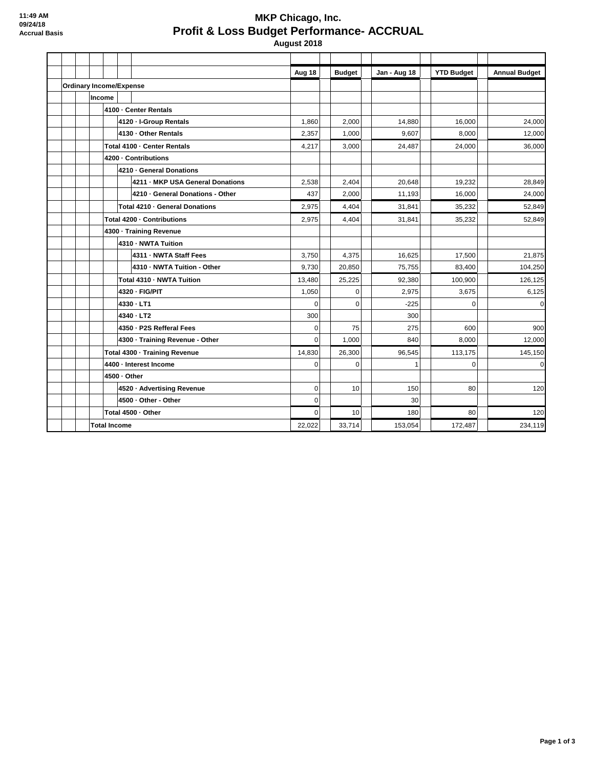# MKP Chicago, Inc.

## Profit & Loss Budget Performance- ACCRUAL

**August 2018**

11:49 AM
09/24/18
Accrual Basis

| | Aug 18 | Budget | Jan - Aug 18 | YTD Budget | Annual Budget |
|---|---|---|---|---|---|
| **Ordinary Income/Expense** | | | | | |
| **Income** | | | | | |
| **4100 · Center Rentals** | | | | | |
| **4120 · I-Group Rentals** | 1,860 | 2,000 | 14,880 | 16,000 | 24,000 |
| **4130 · Other Rentals** | 2,357 | 1,000 | 9,607 | 8,000 | 12,000 |
| **Total 4100 · Center Rentals** | 4,217 | 3,000 | 24,487 | 24,000 | 36,000 |
| **4200 · Contributions** | | | | | |
| **4210 · General Donations** | | | | | |
| **4211 · MKP USA General Donations** | 2,538 | 2,404 | 20,648 | 19,232 | 28,849 |
| **4210 · General Donations - Other** | 437 | 2,000 | 11,193 | 16,000 | 24,000 |
| **Total 4210 · General Donations** | 2,975 | 4,404 | 31,841 | 35,232 | 52,849 |
| **Total 4200 · Contributions** | 2,975 | 4,404 | 31,841 | 35,232 | 52,849 |
| **4300 · Training Revenue** | | | | | |
| **4310 · NWTA Tuition** | | | | | |
| **4311 · NWTA Staff Fees** | 3,750 | 4,375 | 16,625 | 17,500 | 21,875 |
| **4310 · NWTA Tuition - Other** | 9,730 | 20,850 | 75,755 | 83,400 | 104,250 |
| **Total 4310 · NWTA Tuition** | 13,480 | 25,225 | 92,380 | 100,900 | 126,125 |
| **4320 · FIG/PIT** | 1,050 | 0 | 2,975 | 3,675 | 6,125 |
| **4330 · LT1** | 0 | 0 | -225 | 0 | 0 |
| **4340 · LT2** | 300 | | 300 | | |
| **4350 · P2S Refferal Fees** | 0 | 75 | 275 | 600 | 900 |
| **4300 · Training Revenue - Other** | 0 | 1,000 | 840 | 8,000 | 12,000 |
| **Total 4300 · Training Revenue** | 14,830 | 26,300 | 96,545 | 113,175 | 145,150 |
| **4400 · Interest Income** | 0 | 0 | 1 | 0 | 0 |
| **4500 · Other** | | | | | |
| **4520 · Advertising Revenue** | 0 | 10 | 150 | 80 | 120 |
| **4500 · Other - Other** | 0 | | 30 | | |
| **Total 4500 · Other** | 0 | 10 | 180 | 80 | 120 |
| **Total Income** | 22,022 | 33,714 | 153,054 | 172,487 | 234,119 |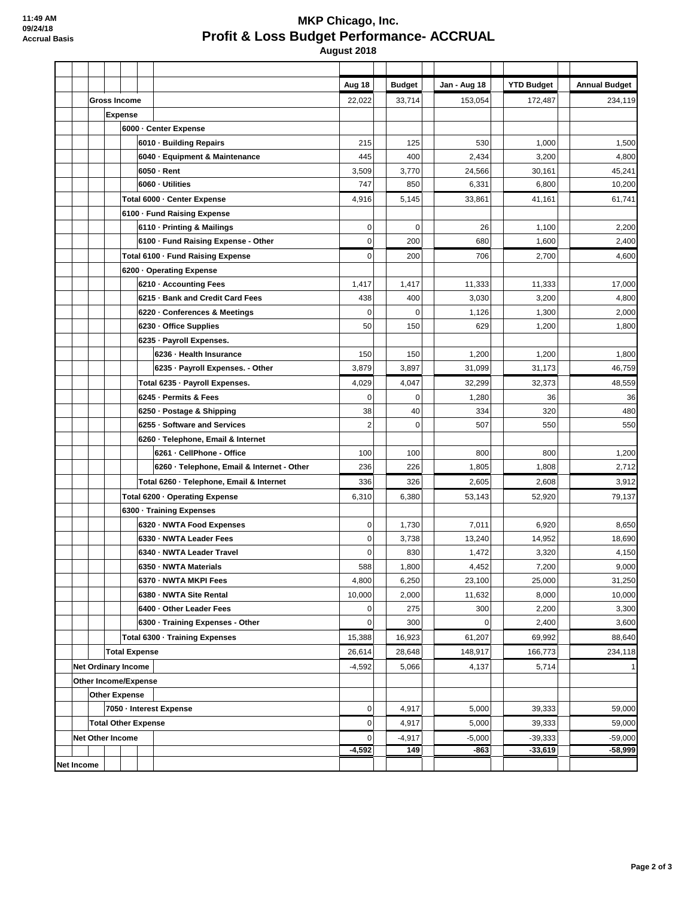11:49 AM
09/24/18
Accrual Basis

# MKP Chicago, Inc.
## Profit & Loss Budget Performance- ACCRUAL
**August 2018**

| | Aug 18 | Budget | Jan - Aug 18 | YTD Budget | Annual Budget |
|---|---|---|---|---|---|
| **Gross Income** | 22,022 | 33,714 | 153,054 | 172,487 | 234,119 |
| **Expense** | | | | | |
| **6000 · Center Expense** | | | | | |
| **6010 · Building Repairs** | 215 | 125 | 530 | 1,000 | 1,500 |
| **6040 · Equipment & Maintenance** | 445 | 400 | 2,434 | 3,200 | 4,800 |
| **6050 · Rent** | 3,509 | 3,770 | 24,566 | 30,161 | 45,241 |
| **6060 · Utilities** | 747 | 850 | 6,331 | 6,800 | 10,200 |
| **Total 6000 · Center Expense** | 4,916 | 5,145 | 33,861 | 41,161 | 61,741 |
| **6100 · Fund Raising Expense** | | | | | |
| **6110 · Printing & Mailings** | 0 | 0 | 26 | 1,100 | 2,200 |
| **6100 · Fund Raising Expense - Other** | 0 | 200 | 680 | 1,600 | 2,400 |
| **Total 6100 · Fund Raising Expense** | 0 | 200 | 706 | 2,700 | 4,600 |
| **6200 · Operating Expense** | | | | | |
| **6210 · Accounting Fees** | 1,417 | 1,417 | 11,333 | 11,333 | 17,000 |
| **6215 · Bank and Credit Card Fees** | 438 | 400 | 3,030 | 3,200 | 4,800 |
| **6220 · Conferences & Meetings** | 0 | 0 | 1,126 | 1,300 | 2,000 |
| **6230 · Office Supplies** | 50 | 150 | 629 | 1,200 | 1,800 |
| **6235 · Payroll Expenses.** | | | | | |
| **6236 · Health Insurance** | 150 | 150 | 1,200 | 1,200 | 1,800 |
| **6235 · Payroll Expenses. - Other** | 3,879 | 3,897 | 31,099 | 31,173 | 46,759 |
| **Total 6235 · Payroll Expenses.** | 4,029 | 4,047 | 32,299 | 32,373 | 48,559 |
| **6245 · Permits & Fees** | 0 | 0 | 1,280 | 36 | 36 |
| **6250 · Postage & Shipping** | 38 | 40 | 334 | 320 | 480 |
| **6255 · Software and Services** | 2 | 0 | 507 | 550 | 550 |
| **6260 · Telephone, Email & Internet** | | | | | |
| **6261 · CellPhone - Office** | 100 | 100 | 800 | 800 | 1,200 |
| **6260 · Telephone, Email & Internet - Other** | 236 | 226 | 1,805 | 1,808 | 2,712 |
| **Total 6260 · Telephone, Email & Internet** | 336 | 326 | 2,605 | 2,608 | 3,912 |
| **Total 6200 · Operating Expense** | 6,310 | 6,380 | 53,143 | 52,920 | 79,137 |
| **6300 · Training Expenses** | | | | | |
| **6320 · NWTA Food Expenses** | 0 | 1,730 | 7,011 | 6,920 | 8,650 |
| **6330 · NWTA Leader Fees** | 0 | 3,738 | 13,240 | 14,952 | 18,690 |
| **6340 · NWTA Leader Travel** | 0 | 830 | 1,472 | 3,320 | 4,150 |
| **6350 · NWTA Materials** | 588 | 1,800 | 4,452 | 7,200 | 9,000 |
| **6370 · NWTA MKPI Fees** | 4,800 | 6,250 | 23,100 | 25,000 | 31,250 |
| **6380 · NWTA Site Rental** | 10,000 | 2,000 | 11,632 | 8,000 | 10,000 |
| **6400 · Other Leader Fees** | 0 | 275 | 300 | 2,200 | 3,300 |
| **6300 · Training Expenses - Other** | 0 | 300 | 0 | 2,400 | 3,600 |
| **Total 6300 · Training Expenses** | 15,388 | 16,923 | 61,207 | 69,992 | 88,640 |
| **Total Expense** | 26,614 | 28,648 | 148,917 | 166,773 | 234,118 |
| **Net Ordinary Income** | -4,592 | 5,066 | 4,137 | 5,714 | 1 |
| **Other Income/Expense** | | | | | |
| **Other Expense** | | | | | |
| **7050 · Interest Expense** | 0 | 4,917 | 5,000 | 39,333 | 59,000 |
| **Total Other Expense** | 0 | 4,917 | 5,000 | 39,333 | 59,000 |
| **Net Other Income** | 0 | -4,917 | -5,000 | -39,333 | -59,000 |
| **Net Income** | **-4,592** | **149** | **-863** | **-33,619** | **-58,999** |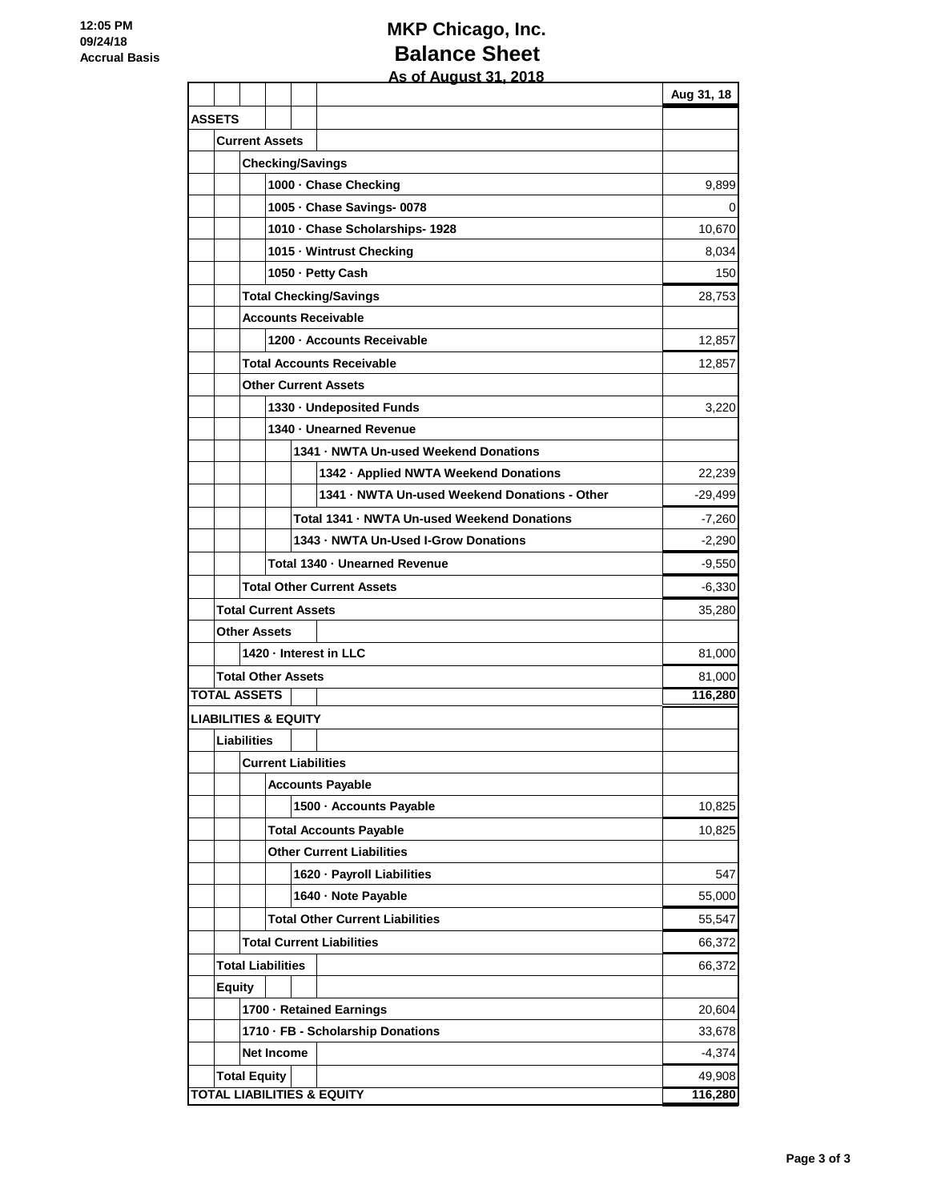12:05 PM
09/24/18
Accrual Basis

# MKP Chicago, Inc.
## Balance Sheet
### As of August 31, 2018

| | Aug 31, 18 |
|---|---|
| **ASSETS** | |
| **Current Assets** | |
| **Checking/Savings** | |
| 1000 · Chase Checking | 9,899 |
| 1005 · Chase Savings- 0078 | 0 |
| 1010 · Chase Scholarships- 1928 | 10,670 |
| 1015 · Wintrust Checking | 8,034 |
| 1050 · Petty Cash | 150 |
| **Total Checking/Savings** | 28,753 |
| **Accounts Receivable** | |
| 1200 · Accounts Receivable | 12,857 |
| **Total Accounts Receivable** | 12,857 |
| **Other Current Assets** | |
| 1330 · Undeposited Funds | 3,220 |
| 1340 · Unearned Revenue | |
| 1341 · NWTA Un-used Weekend Donations | |
| 1342 · Applied NWTA Weekend Donations | 22,239 |
| 1341 · NWTA Un-used Weekend Donations - Other | -29,499 |
| Total 1341 · NWTA Un-used Weekend Donations | -7,260 |
| 1343 · NWTA Un-Used I-Grow Donations | -2,290 |
| Total 1340 · Unearned Revenue | -9,550 |
| **Total Other Current Assets** | -6,330 |
| **Total Current Assets** | 35,280 |
| **Other Assets** | |
| 1420 · Interest in LLC | 81,000 |
| **Total Other Assets** | 81,000 |
| **TOTAL ASSETS** | **116,280** |
| **LIABILITIES & EQUITY** | |
| **Liabilities** | |
| **Current Liabilities** | |
| **Accounts Payable** | |
| 1500 · Accounts Payable | 10,825 |
| **Total Accounts Payable** | 10,825 |
| **Other Current Liabilities** | |
| 1620 · Payroll Liabilities | 547 |
| 1640 · Note Payable | 55,000 |
| **Total Other Current Liabilities** | 55,547 |
| **Total Current Liabilities** | 66,372 |
| **Total Liabilities** | 66,372 |
| **Equity** | |
| 1700 · Retained Earnings | 20,604 |
| 1710 · FB - Scholarship Donations | 33,678 |
| Net Income | -4,374 |
| **Total Equity** | 49,908 |
| **TOTAL LIABILITIES & EQUITY** | **116,280** |